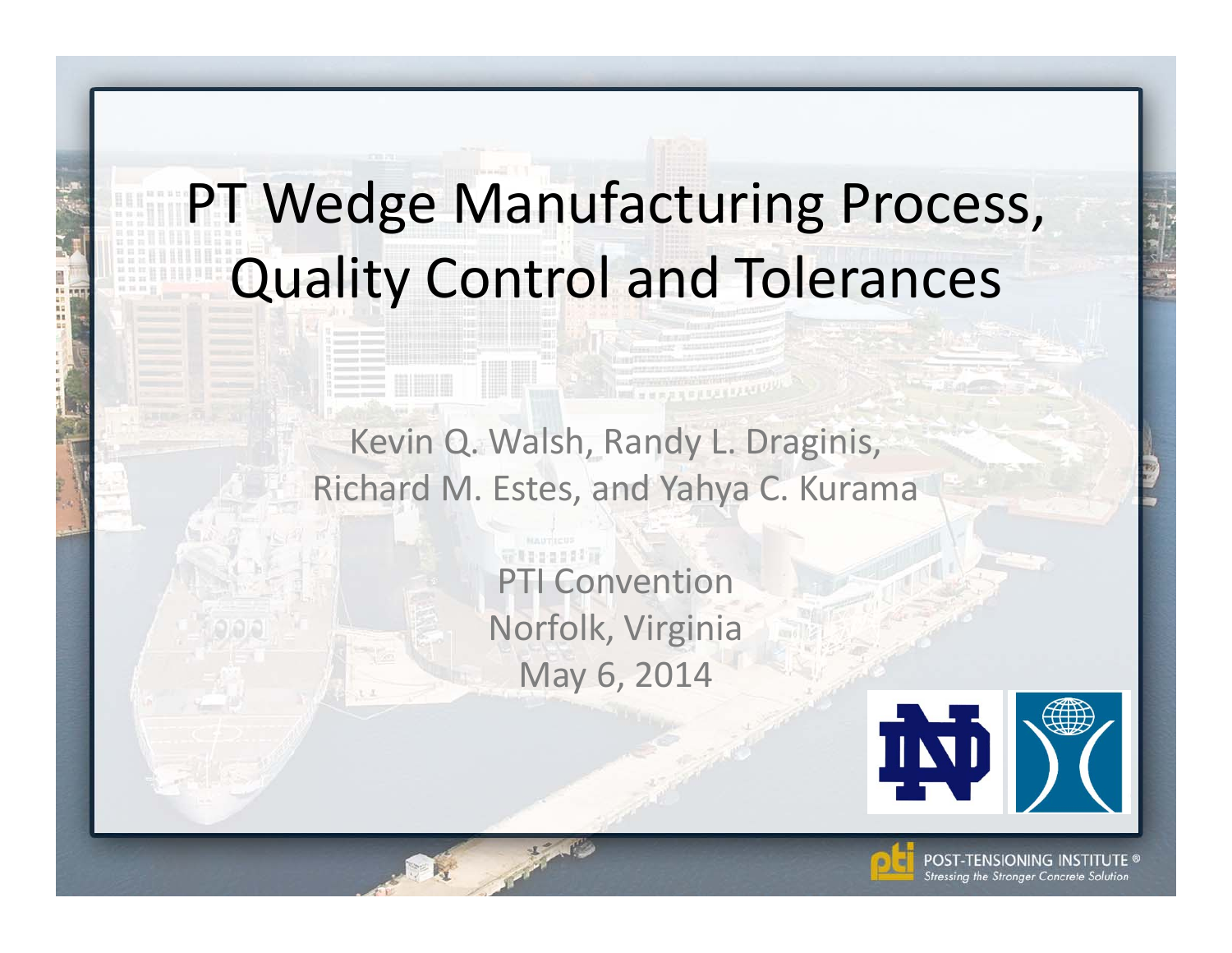# PT Wedge Manufacturing Process, Quality Control and Tolerances

Kevin Q. Walsh, Randy L. Draginis, Richard M. Estes, and Yahya C. Kurama

PTI Convention
Norfolk, Virginia
May 6, 2014

POST-TENSIONING INSTITUTE®
*Stressing the Stronger Concrete Solution*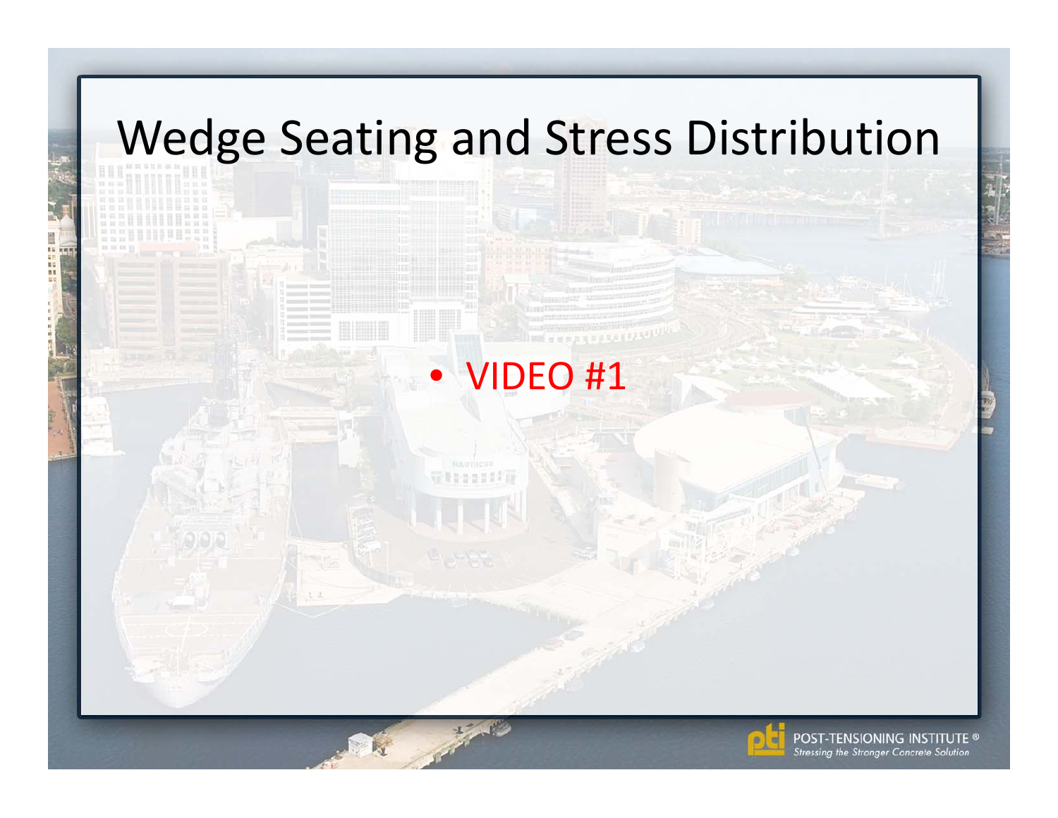# Wedge Seating and Stress Distribution

- VIDEO #1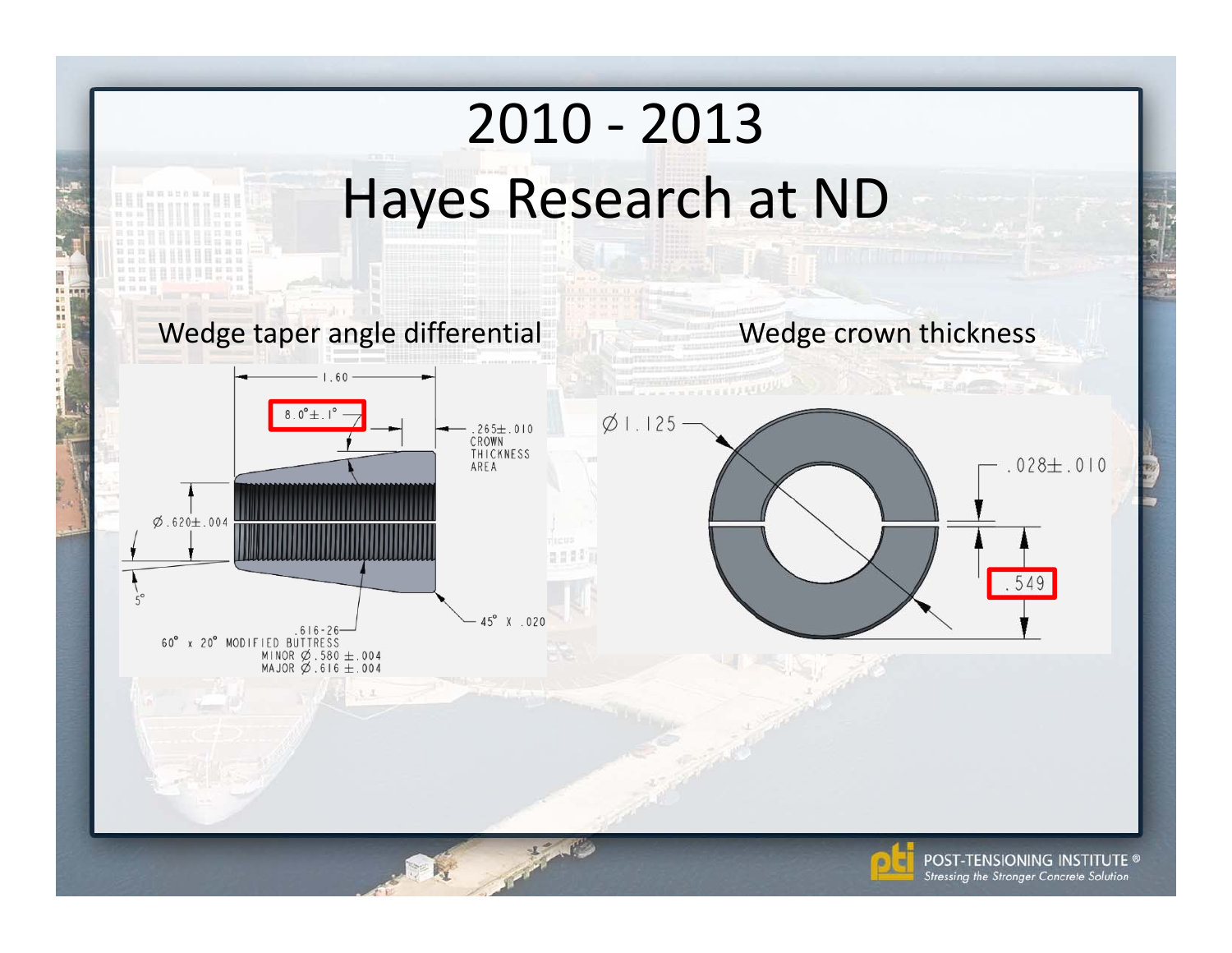# 2010 - 2013

# Hayes Research at ND

Wedge taper angle differential

1.60

8.0°±.1°

.265±.010 CROWN THICKNESS AREA

Ø.620±.004

5°

45° X .020

.616-26 60° x 20° MODIFIED BUTTRESS MINOR Ø.580 ±.004 MAJOR Ø.616 ±.004

Wedge crown thickness

Ø1.125

.028±.010

.549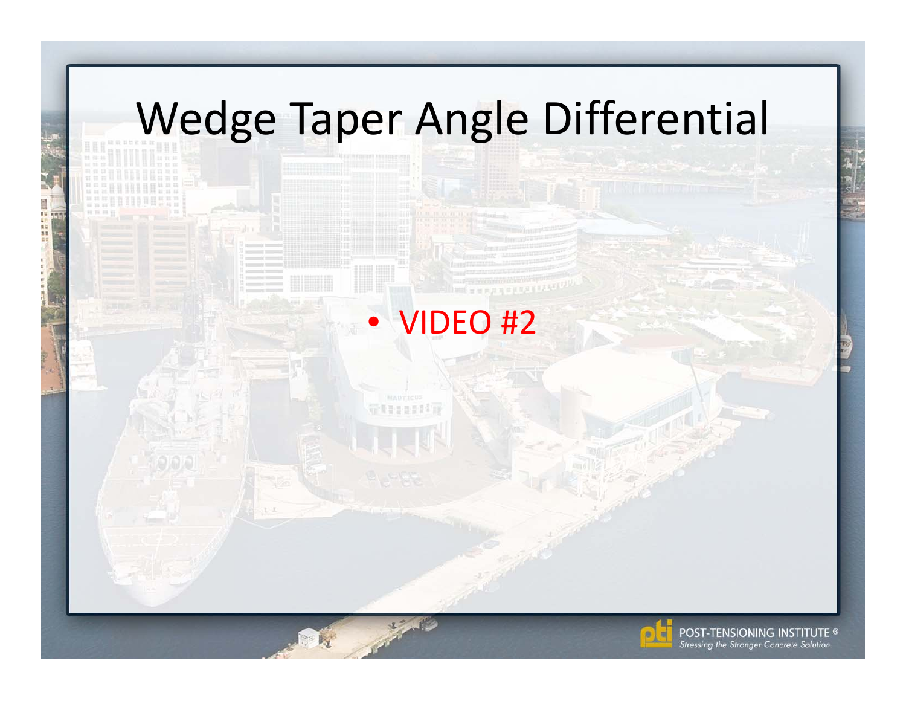# Wedge Taper Angle Differential

- VIDEO #2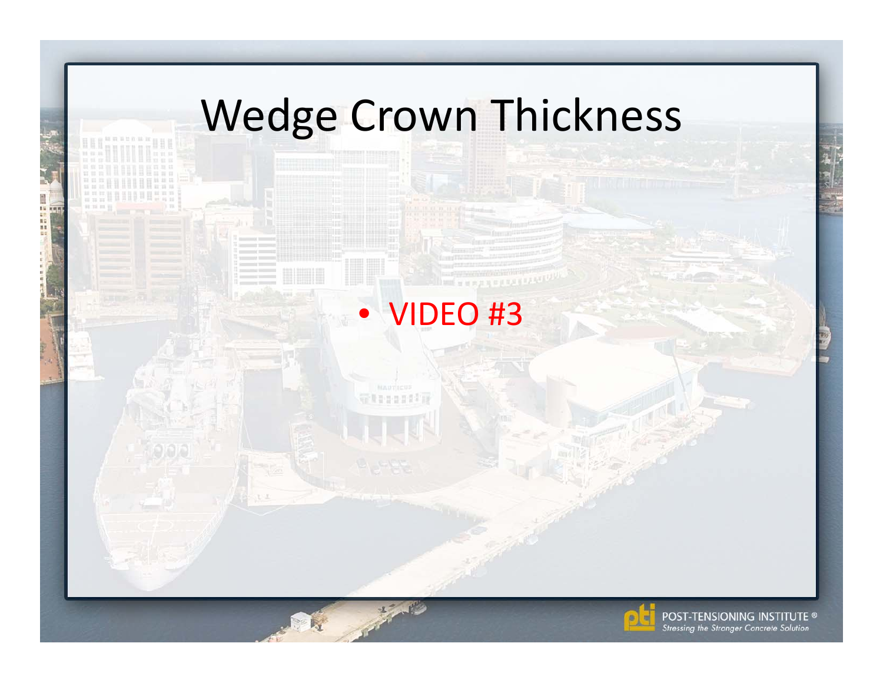# Wedge Crown Thickness

- VIDEO #3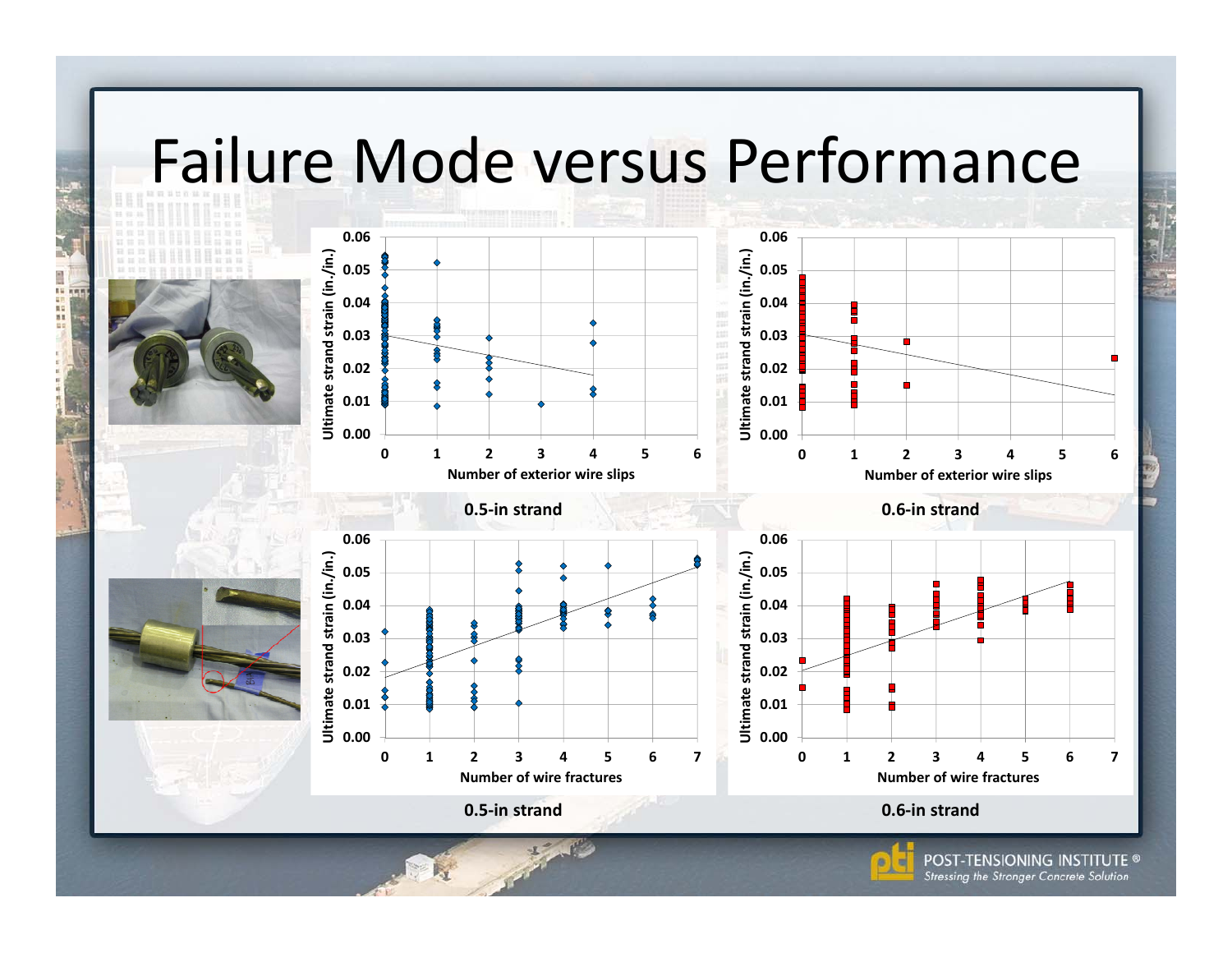# Failure Mode versus Performance

0.5-in strand

0.6-in strand

0.5-in strand

0.6-in strand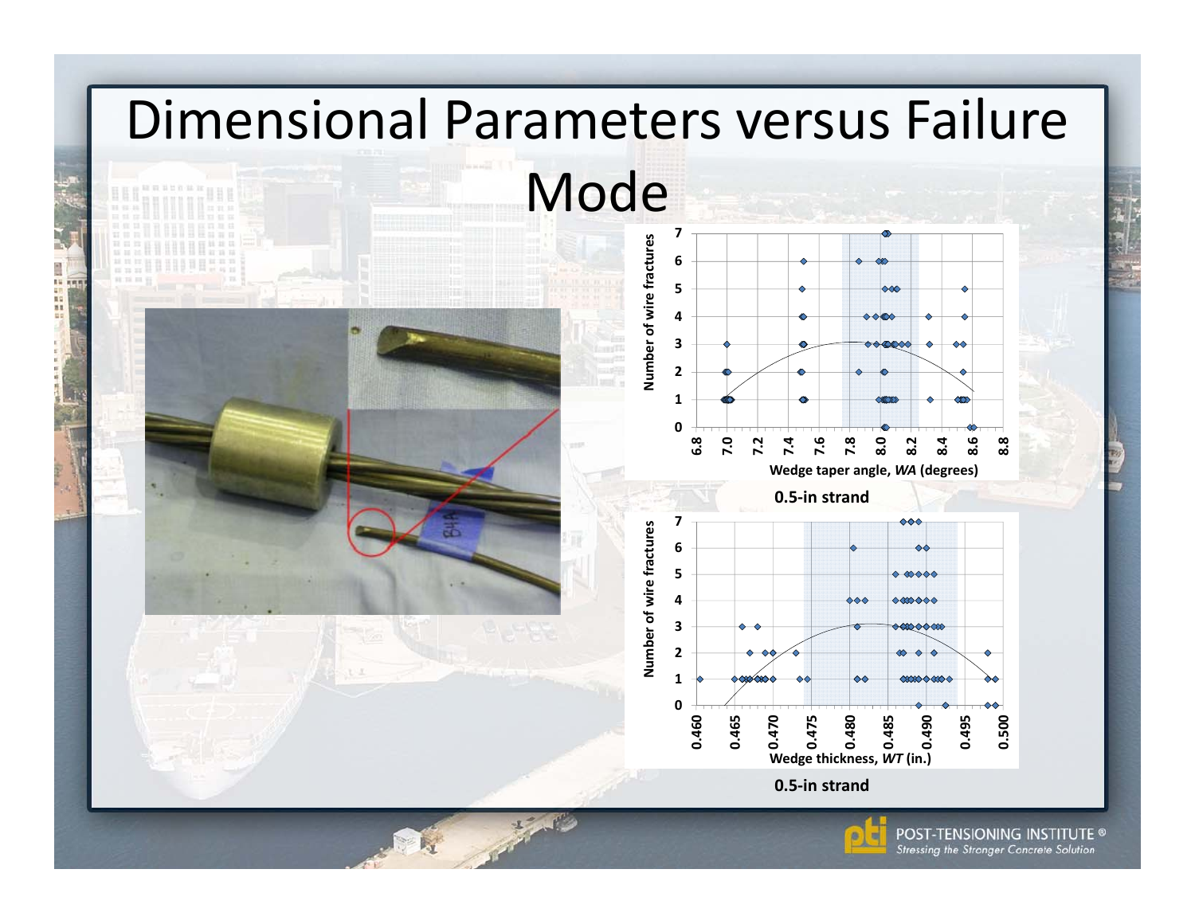# Dimensional Parameters versus Failure Mode

0.5-in strand

0.5-in strand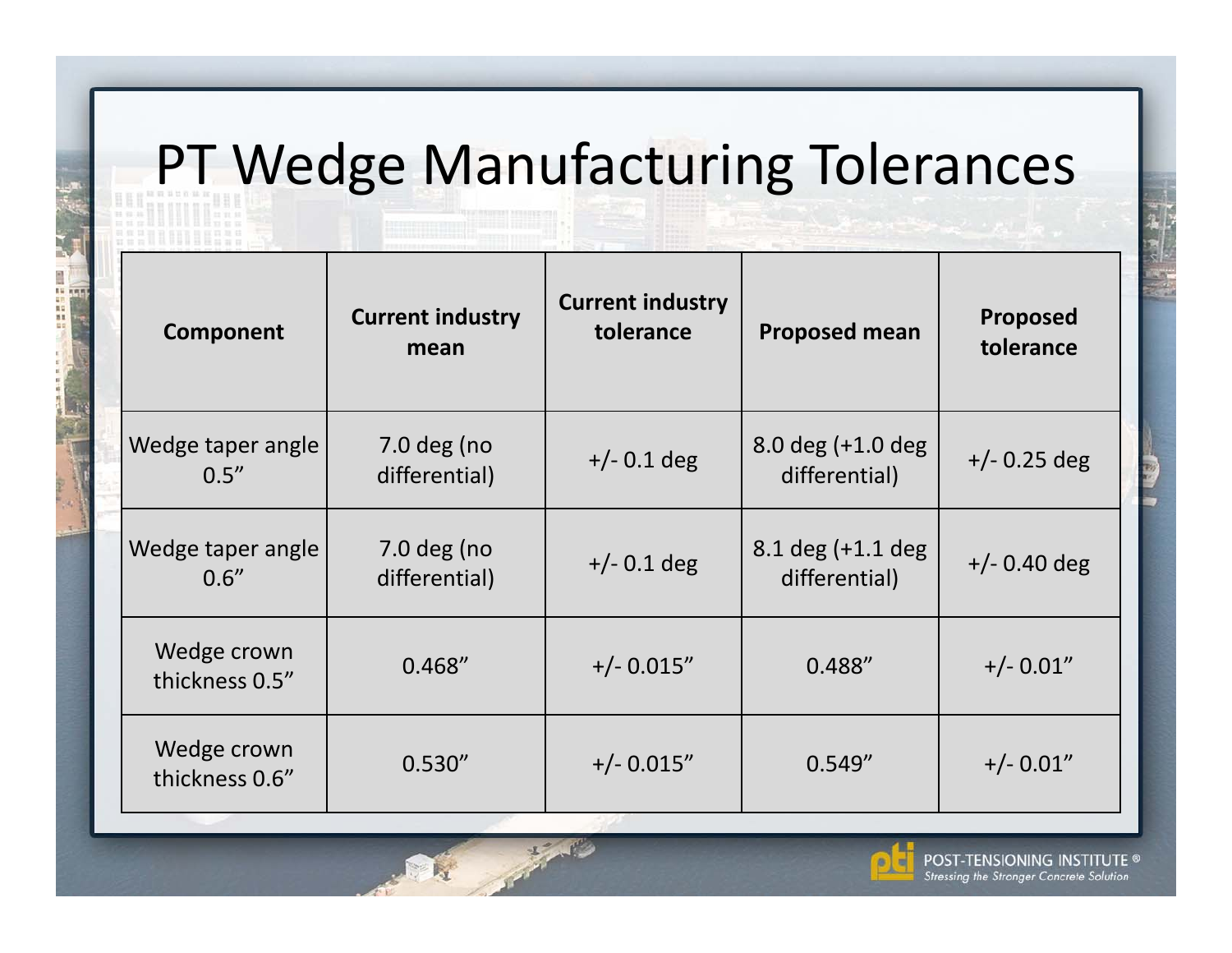# PT Wedge Manufacturing Tolerances

| Component | Current industry mean | Current industry tolerance | Proposed mean | Proposed tolerance |
|---|---|---|---|---|
| Wedge taper angle 0.5” | 7.0 deg (no differential) | +/- 0.1 deg | 8.0 deg (+1.0 deg differential) | +/- 0.25 deg |
| Wedge taper angle 0.6” | 7.0 deg (no differential) | +/- 0.1 deg | 8.1 deg (+1.1 deg differential) | +/- 0.40 deg |
| Wedge crown thickness 0.5” | 0.468” | +/- 0.015” | 0.488” | +/- 0.01” |
| Wedge crown thickness 0.6” | 0.530” | +/- 0.015” | 0.549” | +/- 0.01” |

POST-TENSIONING INSTITUTE ®
*Stressing the Stronger Concrete Solution*